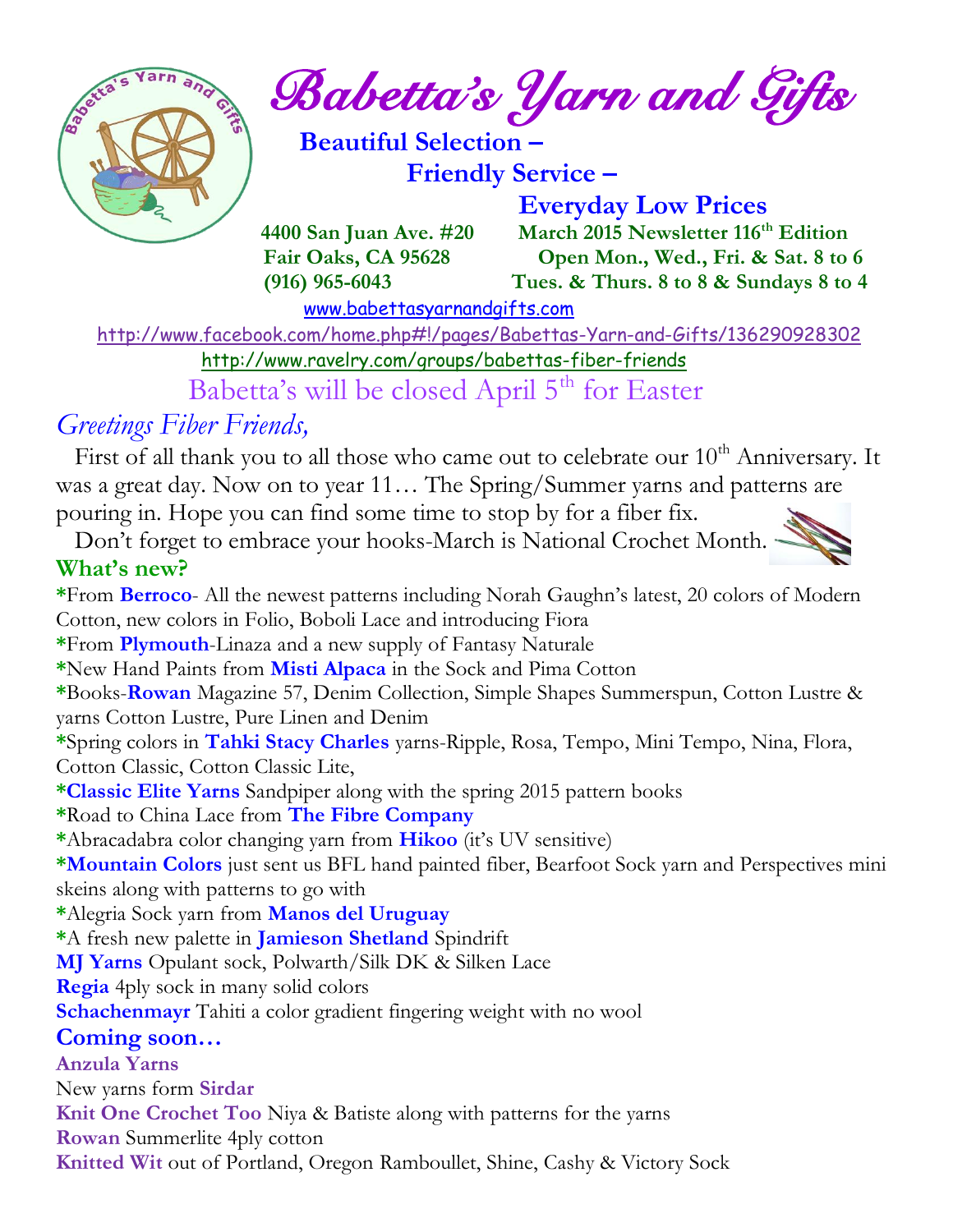# Babetta's Yarn and Gifts

**Beautiful Selection –**
**Friendly Service –**
**Everyday Low Prices**

**4400 San Juan Ave. #20**
**Fair Oaks, CA 95628**
**(916) 965-6043**

**March 2015 Newsletter 116th Edition**
**Open Mon., Wed., Fri. & Sat. 8 to 6**
**Tues. & Thurs. 8 to 8 & Sundays 8 to 4**

www.babettasyarnandgifts.com

http://www.facebook.com/home.php#!/pages/Babettas-Yarn-and-Gifts/136290928302

http://www.ravelry.com/groups/babettas-fiber-friends

Babetta's will be closed April 5th for Easter

*Greetings Fiber Friends,*

First of all thank you to all those who came out to celebrate our 10th Anniversary. It was a great day. Now on to year 11… The Spring/Summer yarns and patterns are pouring in. Hope you can find some time to stop by for a fiber fix.

Don't forget to embrace your hooks-March is National Crochet Month.

## What's new?

*From **Berroco**- All the newest patterns including Norah Gaughn's latest, 20 colors of Modern Cotton, new colors in Folio, Boboli Lace and introducing Fiora

*From **Plymouth**-Linaza and a new supply of Fantasy Naturale

*New Hand Paints from **Misti Alpaca** in the Sock and Pima Cotton

*Books-**Rowan** Magazine 57, Denim Collection, Simple Shapes Summerspun, Cotton Lustre & yarns Cotton Lustre, Pure Linen and Denim

*Spring colors in **Tahki Stacy Charles** yarns-Ripple, Rosa, Tempo, Mini Tempo, Nina, Flora, Cotton Classic, Cotton Classic Lite,

***Classic Elite Yarns** Sandpiper along with the spring 2015 pattern books

*Road to China Lace from **The Fibre Company**

*Abracadabra color changing yarn from **Hikoo** (it's UV sensitive)

***Mountain Colors** just sent us BFL hand painted fiber, Bearfoot Sock yarn and Perspectives mini skeins along with patterns to go with

*Alegria Sock yarn from **Manos del Uruguay**

*A fresh new palette in **Jamieson Shetland** Spindrift

**MJ Yarns** Opulant sock, Polwarth/Silk DK & Silken Lace

**Regia** 4ply sock in many solid colors

**Schachenmayr** Tahiti a color gradient fingering weight with no wool

## Coming soon…

**Anzula Yarns**

New yarns form **Sirdar**

**Knit One Crochet Too** Niya & Batiste along with patterns for the yarns

**Rowan** Summerlite 4ply cotton

**Knitted Wit** out of Portland, Oregon Ramboullet, Shine, Cashy & Victory Sock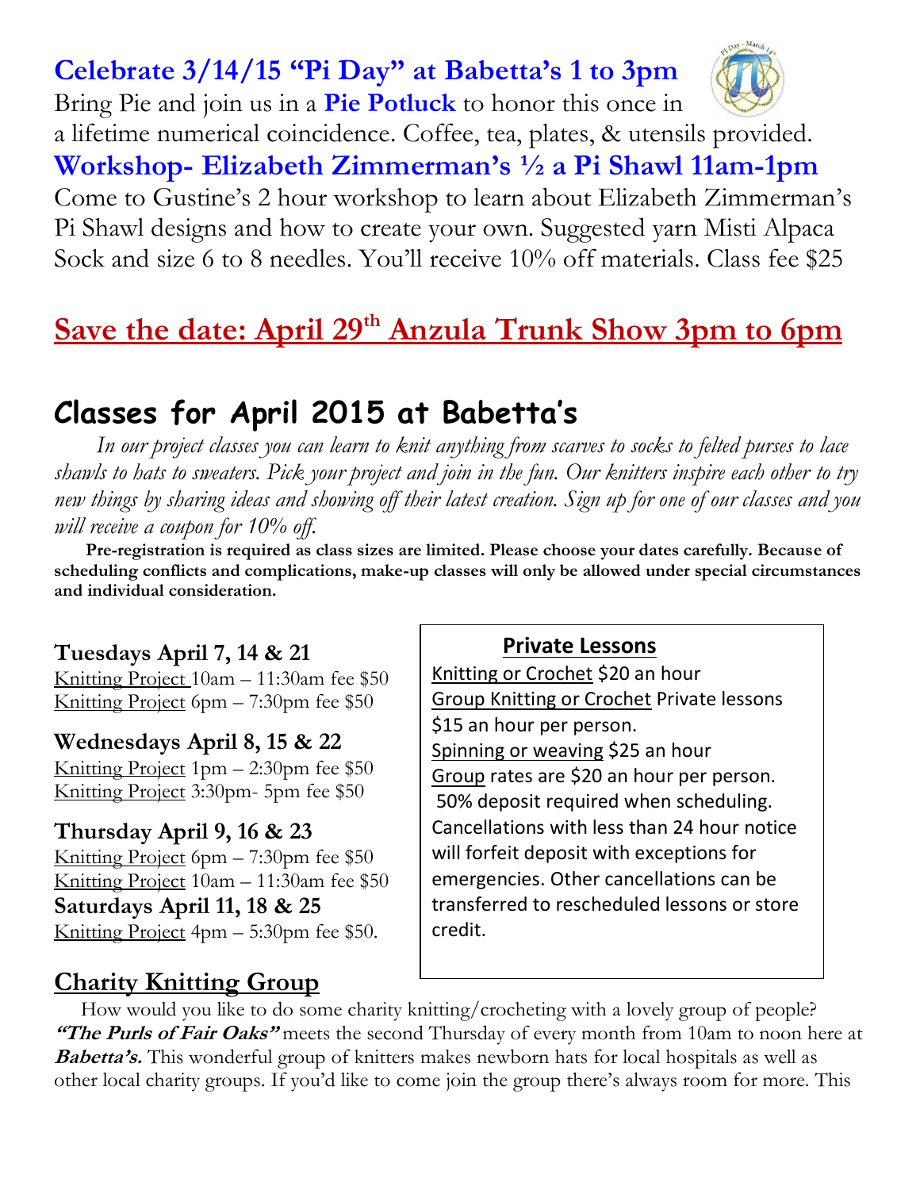## Celebrate 3/14/15 "Pi Day" at Babetta's 1 to 3pm

Bring Pie and join us in a **Pie Potluck** to honor this once in a lifetime numerical coincidence. Coffee, tea, plates, & utensils provided.

## Workshop- Elizabeth Zimmerman's ½ a Pi Shawl 11am-1pm

Come to Gustine's 2 hour workshop to learn about Elizabeth Zimmerman's Pi Shawl designs and how to create your own. Suggested yarn Misti Alpaca Sock and size 6 to 8 needles. You'll receive 10% off materials. Class fee $25

## Save the date: April 29th Anzula Trunk Show 3pm to 6pm

# Classes for April 2015 at Babetta's

*In our project classes you can learn to knit anything from scarves to socks to felted purses to lace shawls to hats to sweaters. Pick your project and join in the fun. Our knitters inspire each other to try new things by sharing ideas and showing off their latest creation. Sign up for one of our classes and you will receive a coupon for 10% off.*

**Pre-registration is required as class sizes are limited. Please choose your dates carefully. Because of scheduling conflicts and complications, make-up classes will only be allowed under special circumstances and individual consideration.**

**Tuesdays April 7, 14 & 21**
Knitting Project 10am – 11:30am fee $50
Knitting Project 6pm – 7:30pm fee $50

**Wednesdays April 8, 15 & 22**
Knitting Project 1pm – 2:30pm fee $50
Knitting Project 3:30pm- 5pm fee $50

**Thursday April 9, 16 & 23**
Knitting Project 6pm – 7:30pm fee $50
Knitting Project 10am – 11:30am fee $50

**Saturdays April 11, 18 & 25**
Knitting Project 4pm – 5:30pm fee $50.

### Private Lessons

Knitting or Crochet $20 an hour
Group Knitting or Crochet Private lessons $15 an hour per person.
Spinning or weaving $25 an hour
Group rates are $20 an hour per person.
50% deposit required when scheduling. Cancellations with less than 24 hour notice will forfeit deposit with exceptions for emergencies. Other cancellations can be transferred to rescheduled lessons or store credit.

## Charity Knitting Group

How would you like to do some charity knitting/crocheting with a lovely group of people? ***"The Purls of Fair Oaks"*** meets the second Thursday of every month from 10am to noon here at ***Babetta's.*** This wonderful group of knitters makes newborn hats for local hospitals as well as other local charity groups. If you'd like to come join the group there's always room for more. This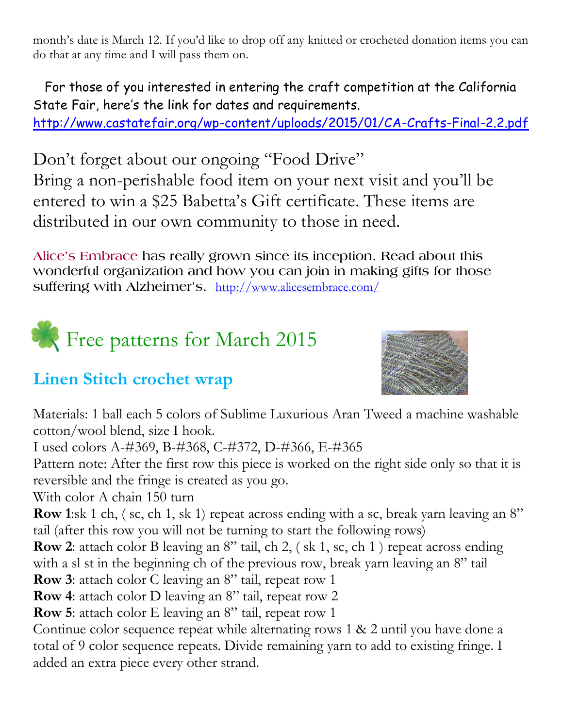month's date is March 12. If you'd like to drop off any knitted or crocheted donation items you can do that at any time and I will pass them on.

For those of you interested in entering the craft competition at the California State Fair, here's the link for dates and requirements.
http://www.castatefair.org/wp-content/uploads/2015/01/CA-Crafts-Final-2.2.pdf

Don't forget about our ongoing "Food Drive"
Bring a non-perishable food item on your next visit and you'll be entered to win a $25 Babetta's Gift certificate. These items are distributed in our own community to those in need.

Alice's Embrace has really grown since its inception. Read about this wonderful organization and how you can join in making gifts for those suffering with Alzheimer's. http://www.alicesembrace.com/

# Free patterns for March 2015

## Linen Stitch crochet wrap

Materials: 1 ball each 5 colors of Sublime Luxurious Aran Tweed a machine washable cotton/wool blend, size I hook.
I used colors A-#369, B-#368, C-#372, D-#366, E-#365
Pattern note: After the first row this piece is worked on the right side only so that it is reversible and the fringe is created as you go.
With color A chain 150 turn
**Row 1**:sk 1 ch, ( sc, ch 1, sk 1) repeat across ending with a sc, break yarn leaving an 8" tail (after this row you will not be turning to start the following rows)
**Row 2**: attach color B leaving an 8" tail, ch 2, ( sk 1, sc, ch 1 ) repeat across ending with a sl st in the beginning ch of the previous row, break yarn leaving an 8" tail
**Row 3**: attach color C leaving an 8" tail, repeat row 1
**Row 4**: attach color D leaving an 8" tail, repeat row 2
**Row 5**: attach color E leaving an 8" tail, repeat row 1
Continue color sequence repeat while alternating rows 1 & 2 until you have done a total of 9 color sequence repeats. Divide remaining yarn to add to existing fringe. I added an extra piece every other strand.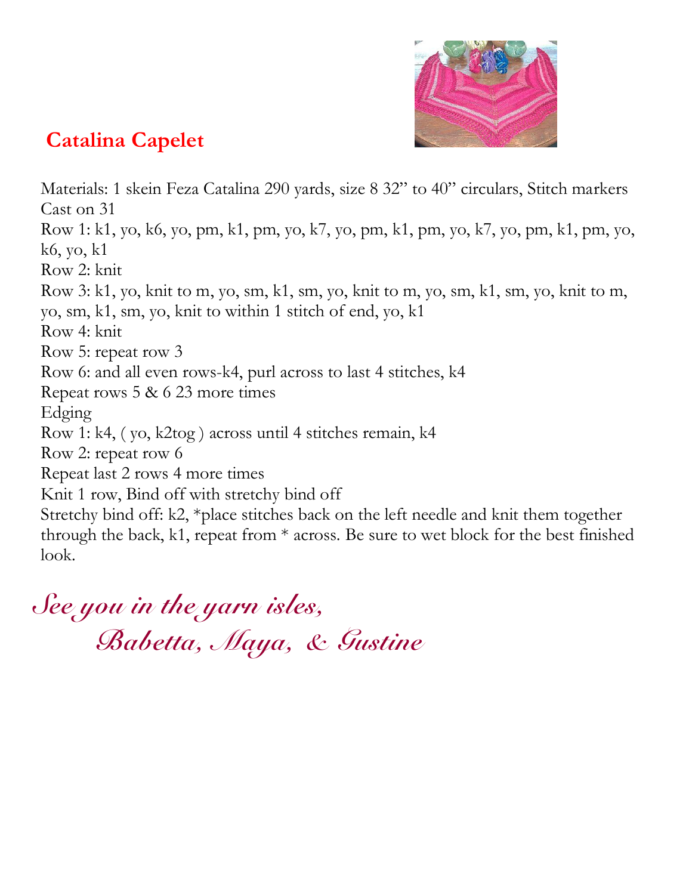# Catalina Capelet

Materials: 1 skein Feza Catalina 290 yards, size 8 32" to 40" circulars, Stitch markers
Cast on 31
Row 1: k1, yo, k6, yo, pm, k1, pm, yo, k7, yo, pm, k1, pm, yo, k7, yo, pm, k1, pm, yo, k6, yo, k1
Row 2: knit
Row 3: k1, yo, knit to m, yo, sm, k1, sm, yo, knit to m, yo, sm, k1, sm, yo, knit to m, yo, sm, k1, sm, yo, knit to within 1 stitch of end, yo, k1
Row 4: knit
Row 5: repeat row 3
Row 6: and all even rows-k4, purl across to last 4 stitches, k4
Repeat rows 5 & 6 23 more times
Edging
Row 1: k4, ( yo, k2tog ) across until 4 stitches remain, k4
Row 2: repeat row 6
Repeat last 2 rows 4 more times
Knit 1 row, Bind off with stretchy bind off
Stretchy bind off: k2, *place stitches back on the left needle and knit them together through the back, k1, repeat from * across. Be sure to wet block for the best finished look.

*See you in the yarn isles,*
*Babetta, Maya, & Gustine*